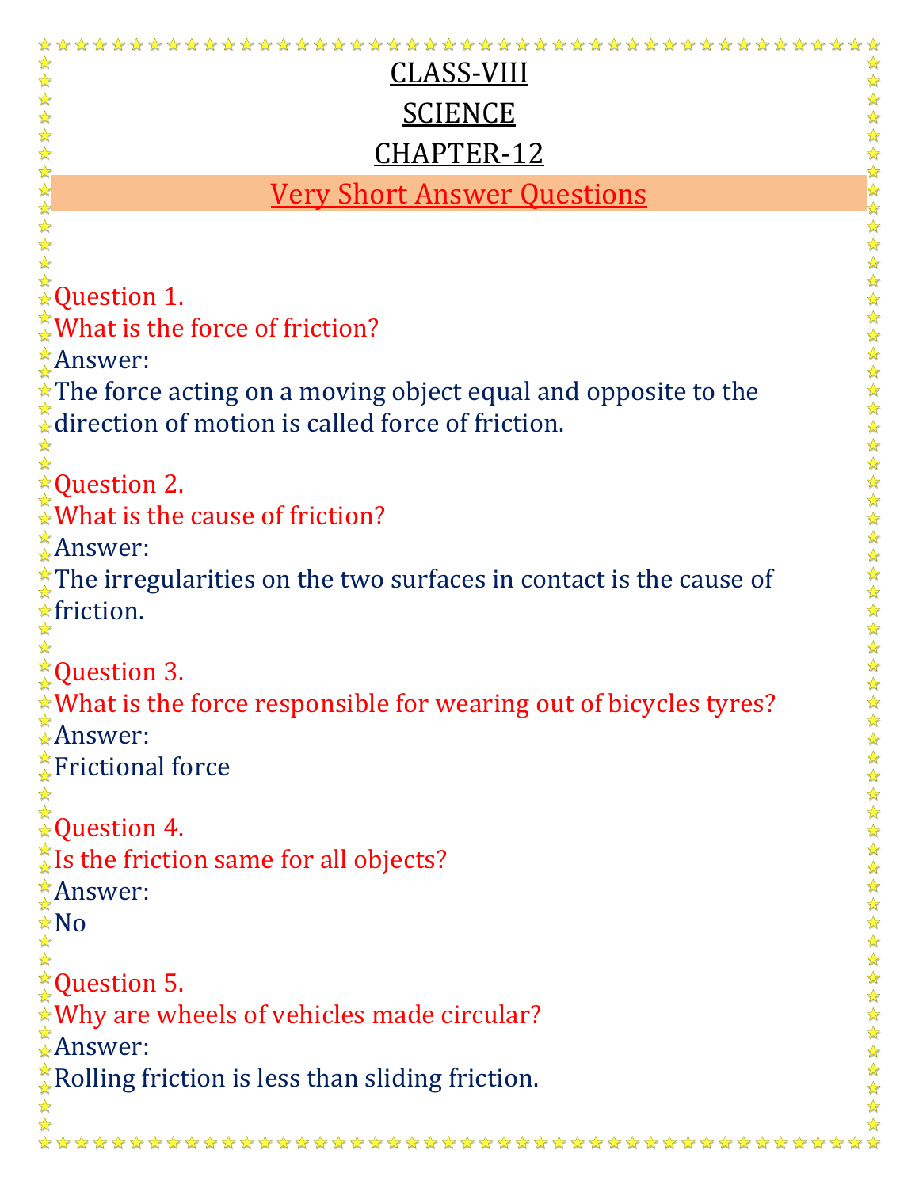# CLASS-VIII

# SCIENCE

# CHAPTER-12

## Very Short Answer Questions

Question 1.
What is the force of friction?
Answer:
The force acting on a moving object equal and opposite to the direction of motion is called force of friction.

Question 2.
What is the cause of friction?
Answer:
The irregularities on the two surfaces in contact is the cause of friction.

Question 3.
What is the force responsible for wearing out of bicycles tyres?
Answer:
Frictional force

Question 4.
Is the friction same for all objects?
Answer:
No

Question 5.
Why are wheels of vehicles made circular?
Answer:
Rolling friction is less than sliding friction.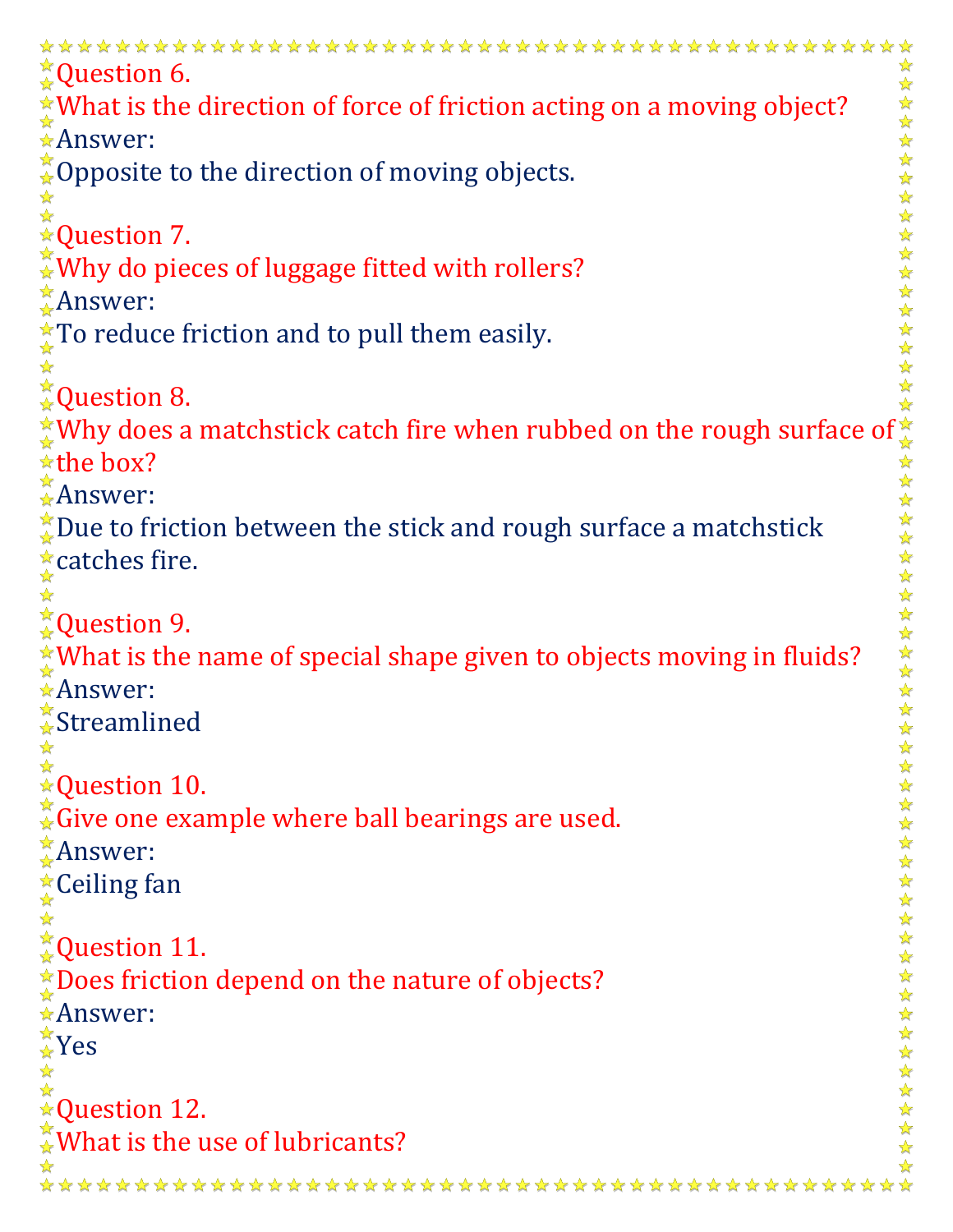Question 6.
What is the direction of force of friction acting on a moving object?
Answer:
Opposite to the direction of moving objects.

Question 7.
Why do pieces of luggage fitted with rollers?
Answer:
To reduce friction and to pull them easily.

Question 8.
Why does a matchstick catch fire when rubbed on the rough surface of the box?
Answer:
Due to friction between the stick and rough surface a matchstick catches fire.

Question 9.
What is the name of special shape given to objects moving in fluids?
Answer:
Streamlined

Question 10.
Give one example where ball bearings are used.
Answer:
Ceiling fan

Question 11.
Does friction depend on the nature of objects?
Answer:
Yes

Question 12.
What is the use of lubricants?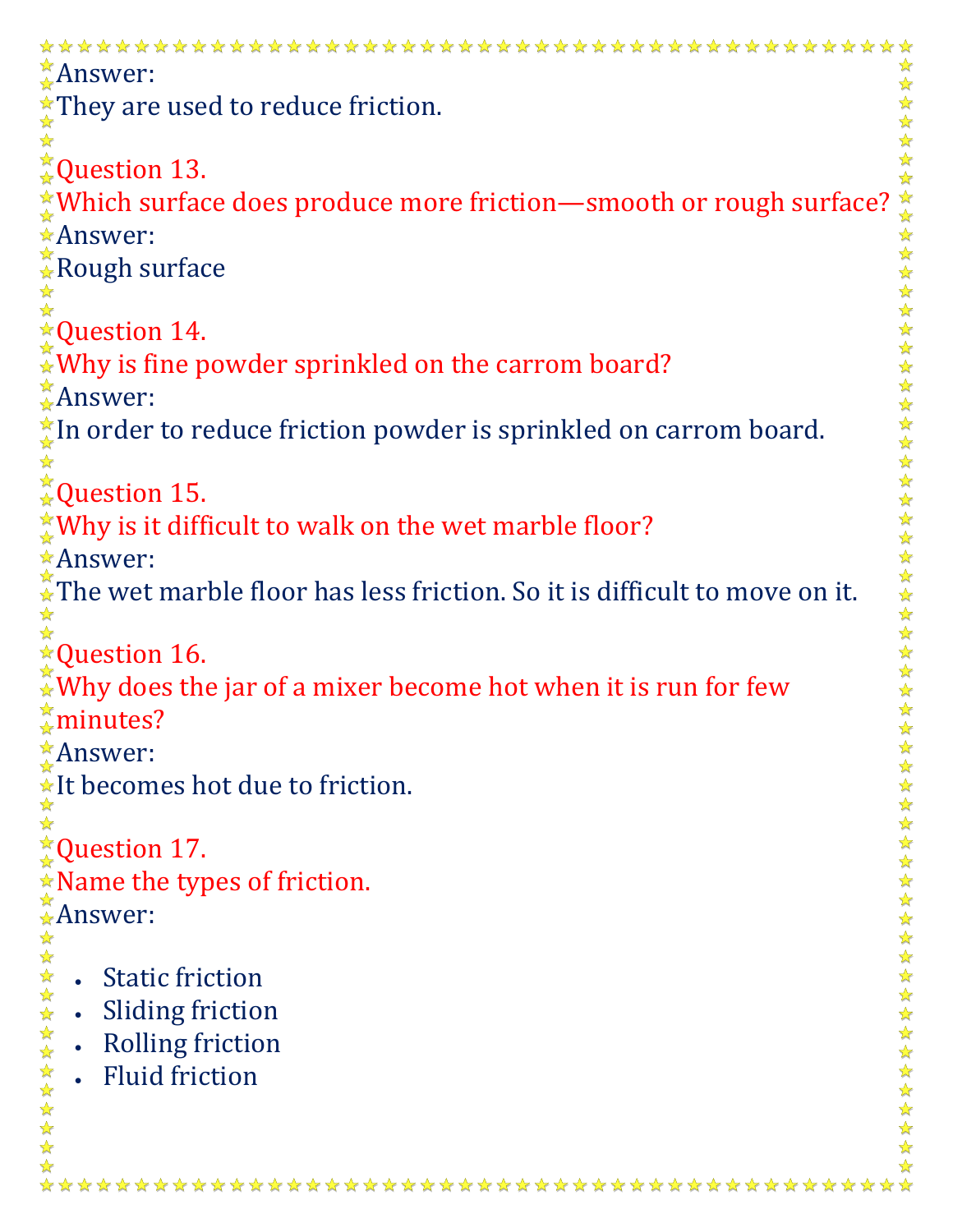Answer:
They are used to reduce friction.

Question 13.
Which surface does produce more friction—smooth or rough surface?
Answer:
Rough surface

Question 14.
Why is fine powder sprinkled on the carrom board?
Answer:
In order to reduce friction powder is sprinkled on carrom board.

Question 15.
Why is it difficult to walk on the wet marble floor?
Answer:
The wet marble floor has less friction. So it is difficult to move on it.

Question 16.
Why does the jar of a mixer become hot when it is run for few minutes?
Answer:
It becomes hot due to friction.

Question 17.
Name the types of friction.
Answer:

- Static friction
- Sliding friction
- Rolling friction
- Fluid friction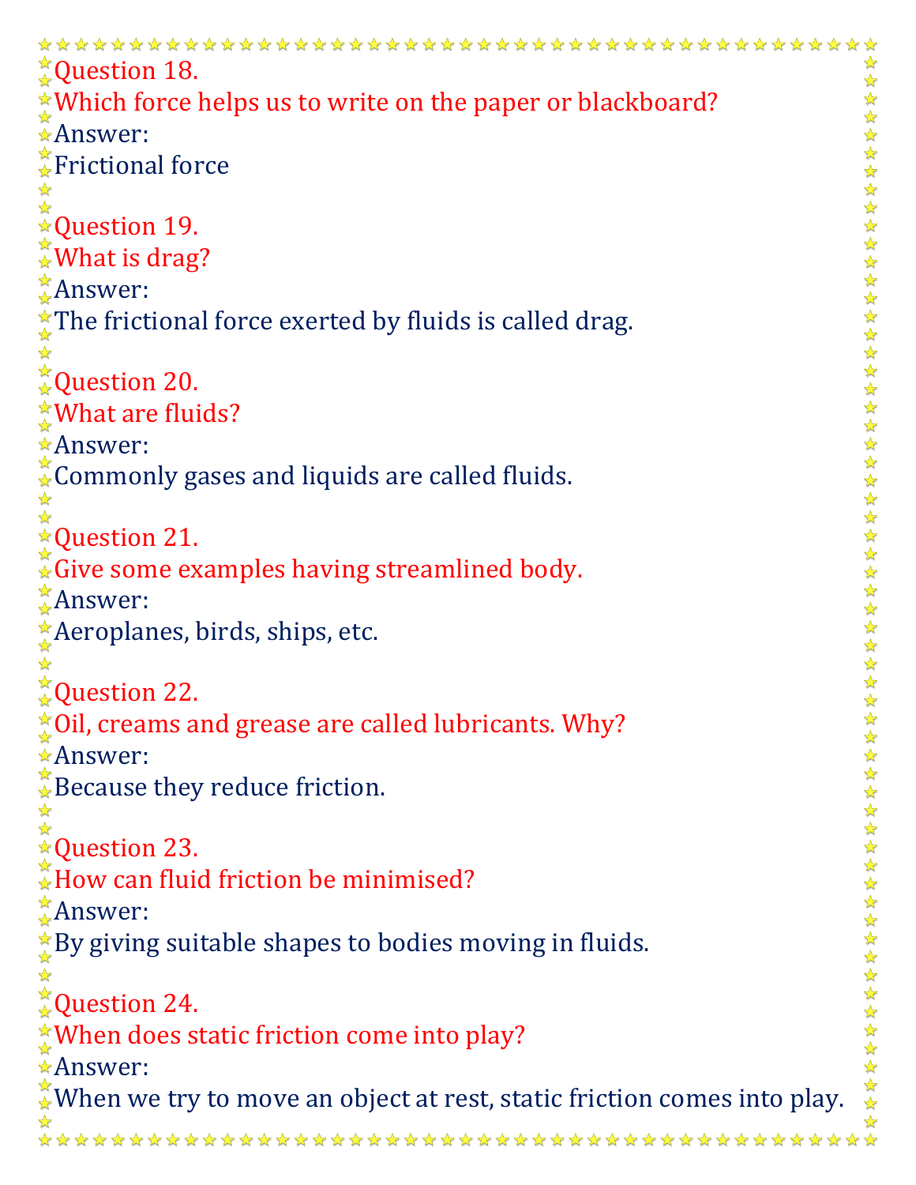Question 18.
Which force helps us to write on the paper or blackboard?
Answer:
Frictional force

Question 19.
What is drag?
Answer:
The frictional force exerted by fluids is called drag.

Question 20.
What are fluids?
Answer:
Commonly gases and liquids are called fluids.

Question 21.
Give some examples having streamlined body.
Answer:
Aeroplanes, birds, ships, etc.

Question 22.
Oil, creams and grease are called lubricants. Why?
Answer:
Because they reduce friction.

Question 23.
How can fluid friction be minimised?
Answer:
By giving suitable shapes to bodies moving in fluids.

Question 24.
When does static friction come into play?
Answer:
When we try to move an object at rest, static friction comes into play.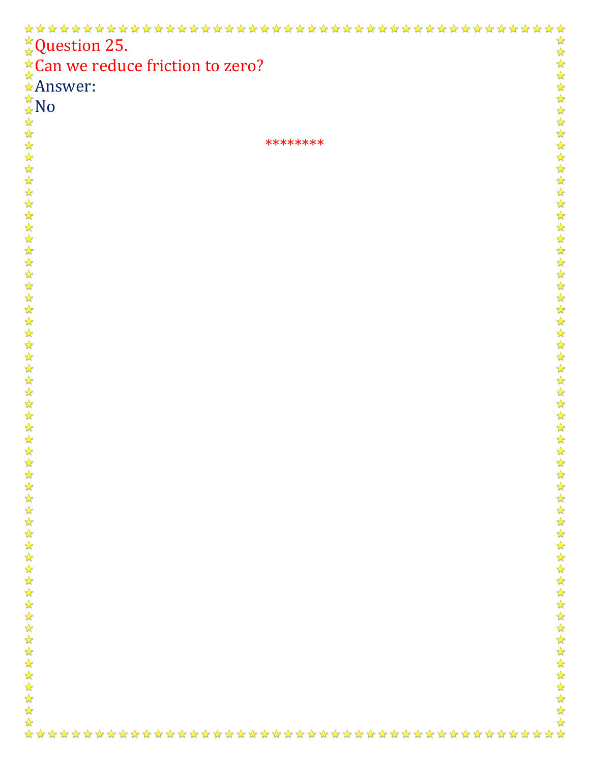Question 25.

Can we reduce friction to zero?

Answer:

No

********